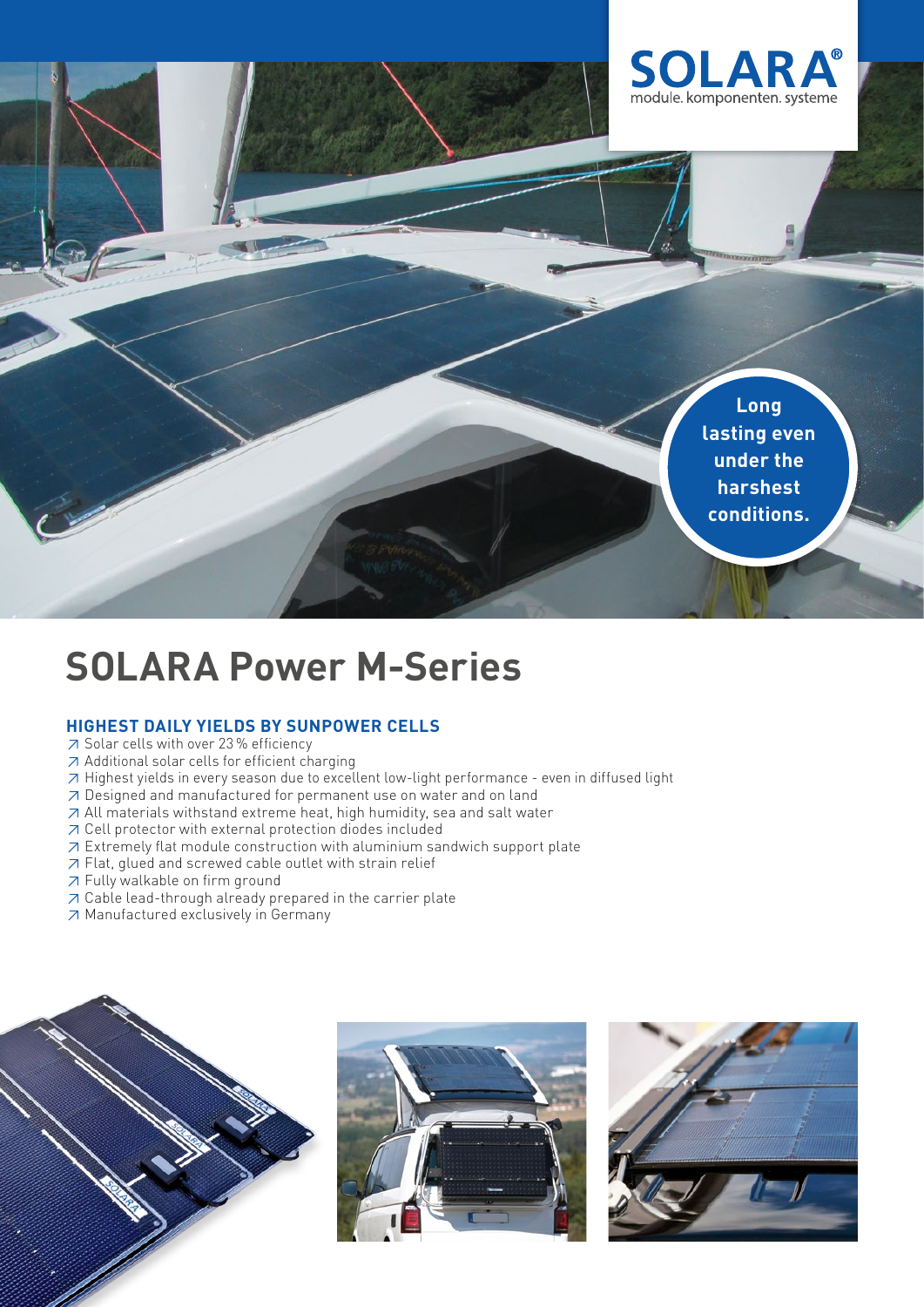SOLARA®

module. komponenten. systeme

Long lasting even under the harshest conditions.

# SOLARA Power M-Series

## HIGHEST DAILY YIELDS BY SUNPOWER CELLS

- Solar cells with over 23 % efficiency
- Additional solar cells for efficient charging
- Highest yields in every season due to excellent low-light performance - even in diffused light
- Designed and manufactured for permanent use on water and on land
- All materials withstand extreme heat, high humidity, sea and salt water
- Cell protector with external protection diodes included
- Extremely flat module construction with aluminium sandwich support plate
- Flat, glued and screwed cable outlet with strain relief
- Fully walkable on firm ground
- Cable lead-through already prepared in the carrier plate
- Manufactured exclusively in Germany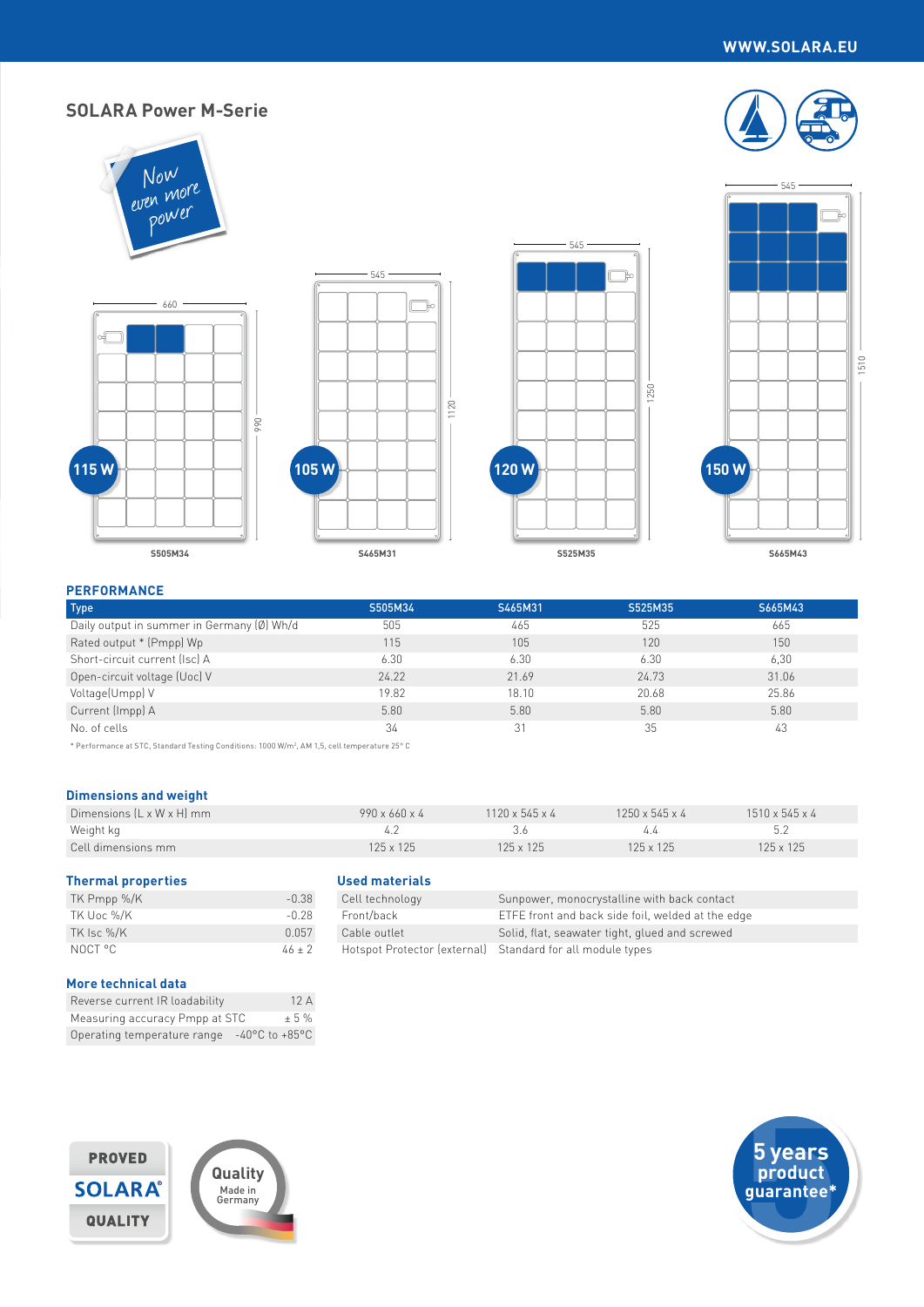## SOLARA Power M-Serie

Now even more power

660 / 990 — 115 W — S505M34

545 / 1120 — 105 W — S465M31

545 / 1250 — 120 W — S525M35

545 / 1510 — 150 W — S665M43

### PERFORMANCE

| Type | S505M34 | S465M31 | S525M35 | S665M43 |
|---|---|---|---|---|
| Daily output in summer in Germany (Ø) Wh/d | 505 | 465 | 525 | 665 |
| Rated output * (Pmpp) Wp | 115 | 105 | 120 | 150 |
| Short-circuit current (Isc) A | 6.30 | 6.30 | 6.30 | 6,30 |
| Open-circuit voltage (Uoc) V | 24.22 | 21.69 | 24.73 | 31.06 |
| Voltage(Umpp) V | 19.82 | 18.10 | 20.68 | 25.86 |
| Current (Impp) A | 5.80 | 5.80 | 5.80 | 5.80 |
| No. of cells | 34 | 31 | 35 | 43 |

* Performance at STC, Standard Testing Conditions: 1000 W/m², AM 1,5, cell temperature 25° C

### Dimensions and weight

| | | | | |
|---|---|---|---|---|
| Dimensions (L x W x H) mm | 990 x 660 x 4 | 1120 x 545 x 4 | 1250 x 545 x 4 | 1510 x 545 x 4 |
| Weight kg | 4.2 | 3.6 | 4.4 | 5.2 |
| Cell dimensions mm | 125 x 125 | 125 x 125 | 125 x 125 | 125 x 125 |

### Thermal properties

| | |
|---|---|
| TK Pmpp %/K | -0.38 |
| TK Uoc %/K | -0.28 |
| TK Isc %/K | 0.057 |
| NOCT °C | 46 ± 2 |

### Used materials

| | |
|---|---|
| Cell technology | Sunpower, monocrystalline with back contact |
| Front/back | ETFE front and back side foil, welded at the edge |
| Cable outlet | Solid, flat, seawater tight, glued and screwed |
| Hotspot Protector (external) | Standard for all module types |

### More technical data

| | |
|---|---|
| Reverse current IR loadability | 12 A |
| Measuring accuracy Pmpp at STC | ± 5 % |
| Operating temperature range | -40°C to +85°C |

PROVED SOLARA® QUALITY

Quality Made in Germany

5 years product guarantee*